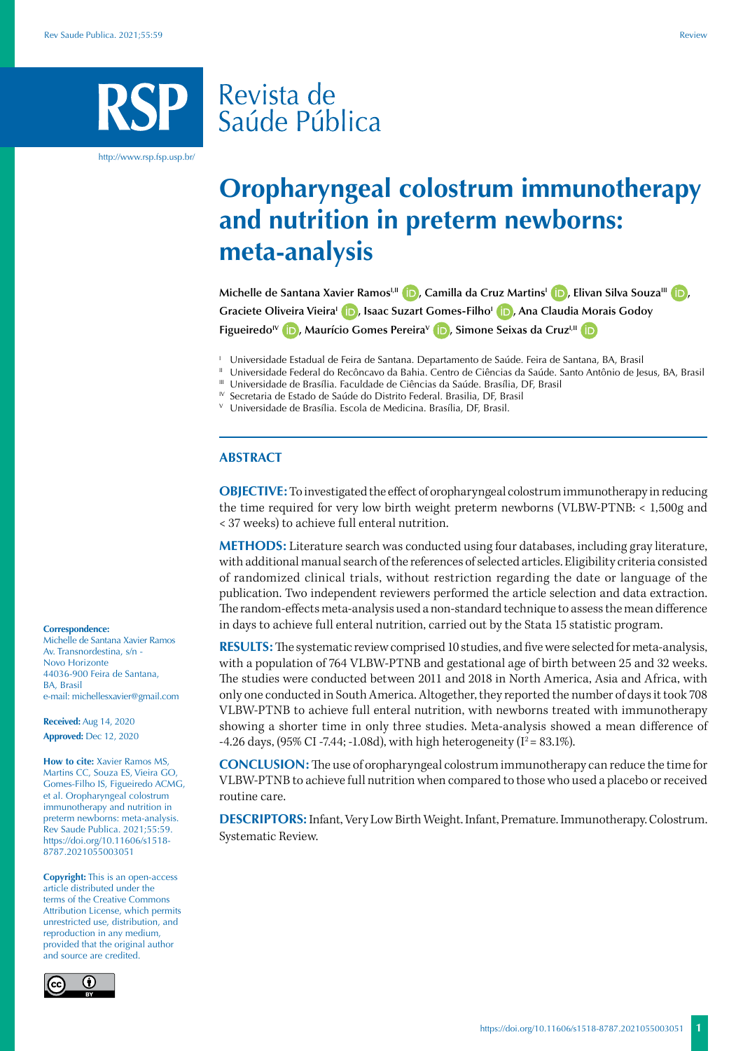Review

# Revista de Saúde Pública

http://www.rsp.fsp.usp.br/

# Oropharyngeal colostrum immunotherapy and nutrition in preterm newborns: meta-analysis

**Michelle de Santana Xavier Ramos**[I,II], **Camilla da Cruz Martins**[I], **Elivan Silva Souza**[III], **Graciete Oliveira Vieira**[I], **Isaac Suzart Gomes-Filho**[I], **Ana Claudia Morais Godoy Figueiredo**[IV], **Maurício Gomes Pereira**[V], **Simone Seixas da Cruz**[I,II]

[I] Universidade Estadual de Feira de Santana. Departamento de Saúde. Feira de Santana, BA, Brasil

[II] Universidade Federal do Recôncavo da Bahia. Centro de Ciências da Saúde. Santo Antônio de Jesus, BA, Brasil

[III] Universidade de Brasília. Faculdade de Ciências da Saúde. Brasília, DF, Brasil

[IV] Secretaria de Estado de Saúde do Distrito Federal. Brasilia, DF, Brasil

[V] Universidade de Brasília. Escola de Medicina. Brasília, DF, Brasil.

## ABSTRACT

**OBJECTIVE:** To investigated the effect of oropharyngeal colostrum immunotherapy in reducing the time required for very low birth weight preterm newborns (VLBW-PTNB: < 1,500g and < 37 weeks) to achieve full enteral nutrition.

**METHODS:** Literature search was conducted using four databases, including gray literature, with additional manual search of the references of selected articles. Eligibility criteria consisted of randomized clinical trials, without restriction regarding the date or language of the publication. Two independent reviewers performed the article selection and data extraction. The random-effects meta-analysis used a non-standard technique to assess the mean difference in days to achieve full enteral nutrition, carried out by the Stata 15 statistic program.

**RESULTS:** The systematic review comprised 10 studies, and five were selected for meta-analysis, with a population of 764 VLBW-PTNB and gestational age of birth between 25 and 32 weeks. The studies were conducted between 2011 and 2018 in North America, Asia and Africa, with only one conducted in South America. Altogether, they reported the number of days it took 708 VLBW-PTNB to achieve full enteral nutrition, with newborns treated with immunotherapy showing a shorter time in only three studies. Meta-analysis showed a mean difference of -4.26 days, (95% CI -7.44; -1.08d), with high heterogeneity ($I^2$ = 83.1%).

**CONCLUSION:** The use of oropharyngeal colostrum immunotherapy can reduce the time for VLBW-PTNB to achieve full nutrition when compared to those who used a placebo or received routine care.

**DESCRIPTORS:** Infant, Very Low Birth Weight. Infant, Premature. Immunotherapy. Colostrum. Systematic Review.

**Correspondence:**
Michelle de Santana Xavier Ramos
Av. Transnordestina, s/n -
Novo Horizonte
44036-900 Feira de Santana,
BA, Brasil
e-mail: michellesxavier@gmail.com

**Received:** Aug 14, 2020
**Approved:** Dec 12, 2020

**How to cite:** Xavier Ramos MS, Martins CC, Souza ES, Vieira GO, Gomes-Filho IS, Figueiredo ACMG, et al. Oropharyngeal colostrum immunotherapy and nutrition in preterm newborns: meta-analysis. Rev Saude Publica. 2021;55:59. https://doi.org/10.11606/s1518-8787.2021055003051

**Copyright:** This is an open-access article distributed under the terms of the Creative Commons Attribution License, which permits unrestricted use, distribution, and reproduction in any medium, provided that the original author and source are credited.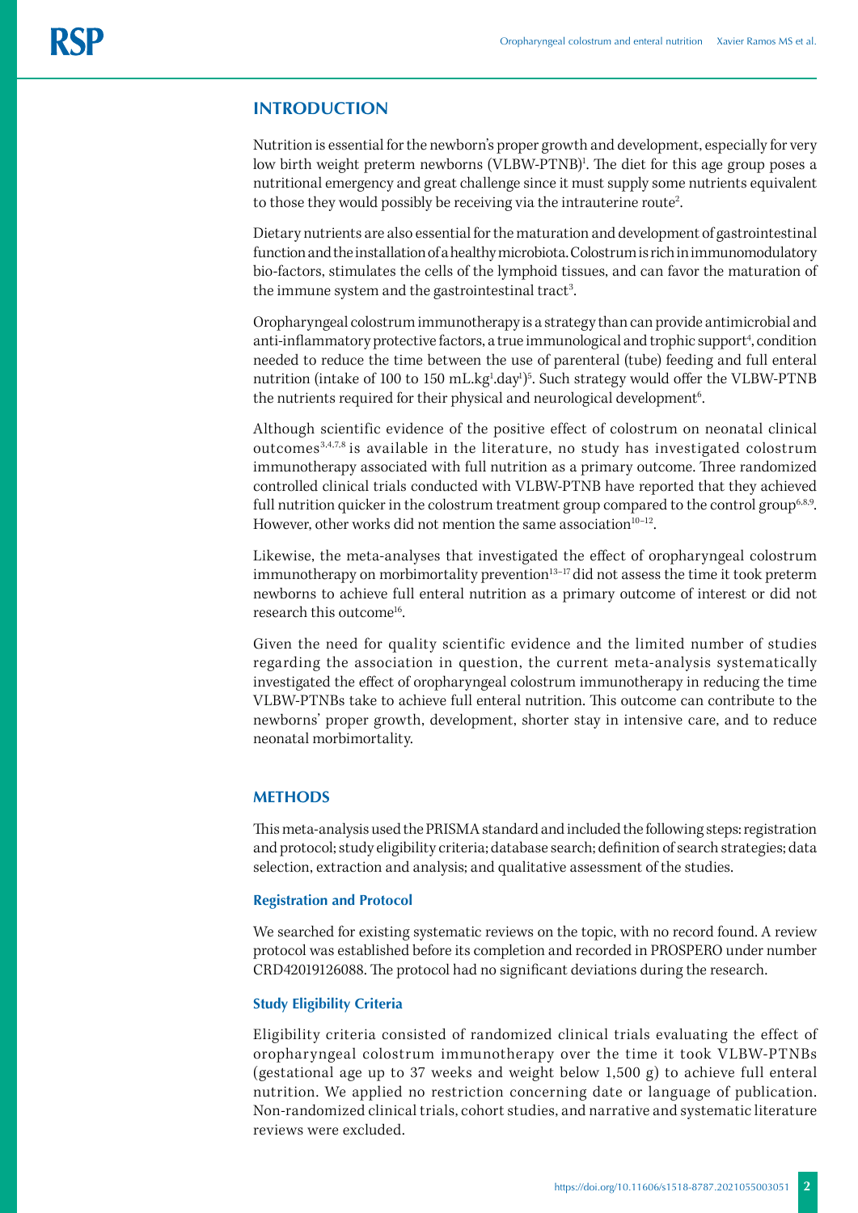## INTRODUCTION

Nutrition is essential for the newborn's proper growth and development, especially for very low birth weight preterm newborns (VLBW-PTNB)[1]. The diet for this age group poses a nutritional emergency and great challenge since it must supply some nutrients equivalent to those they would possibly be receiving via the intrauterine route[2].

Dietary nutrients are also essential for the maturation and development of gastrointestinal function and the installation of a healthy microbiota. Colostrum is rich in immunomodulatory bio-factors, stimulates the cells of the lymphoid tissues, and can favor the maturation of the immune system and the gastrointestinal tract[3].

Oropharyngeal colostrum immunotherapy is a strategy than can provide antimicrobial and anti-inflammatory protective factors, a true immunological and trophic support[4], condition needed to reduce the time between the use of parenteral (tube) feeding and full enteral nutrition (intake of 100 to 150 mL.kg$^{1}$.day$^{1}$)[5]. Such strategy would offer the VLBW-PTNB the nutrients required for their physical and neurological development[6].

Although scientific evidence of the positive effect of colostrum on neonatal clinical outcomes[3,4,7,8] is available in the literature, no study has investigated colostrum immunotherapy associated with full nutrition as a primary outcome. Three randomized controlled clinical trials conducted with VLBW-PTNB have reported that they achieved full nutrition quicker in the colostrum treatment group compared to the control group[6,8,9]. However, other works did not mention the same association[10–12].

Likewise, the meta-analyses that investigated the effect of oropharyngeal colostrum immunotherapy on morbimortality prevention[13–17] did not assess the time it took preterm newborns to achieve full enteral nutrition as a primary outcome of interest or did not research this outcome[16].

Given the need for quality scientific evidence and the limited number of studies regarding the association in question, the current meta-analysis systematically investigated the effect of oropharyngeal colostrum immunotherapy in reducing the time VLBW-PTNBs take to achieve full enteral nutrition. This outcome can contribute to the newborns' proper growth, development, shorter stay in intensive care, and to reduce neonatal morbimortality.

## METHODS

This meta-analysis used the PRISMA standard and included the following steps: registration and protocol; study eligibility criteria; database search; definition of search strategies; data selection, extraction and analysis; and qualitative assessment of the studies.

### Registration and Protocol

We searched for existing systematic reviews on the topic, with no record found. A review protocol was established before its completion and recorded in PROSPERO under number CRD42019126088. The protocol had no significant deviations during the research.

### Study Eligibility Criteria

Eligibility criteria consisted of randomized clinical trials evaluating the effect of oropharyngeal colostrum immunotherapy over the time it took VLBW-PTNBs (gestational age up to 37 weeks and weight below 1,500 g) to achieve full enteral nutrition. We applied no restriction concerning date or language of publication. Non-randomized clinical trials, cohort studies, and narrative and systematic literature reviews were excluded.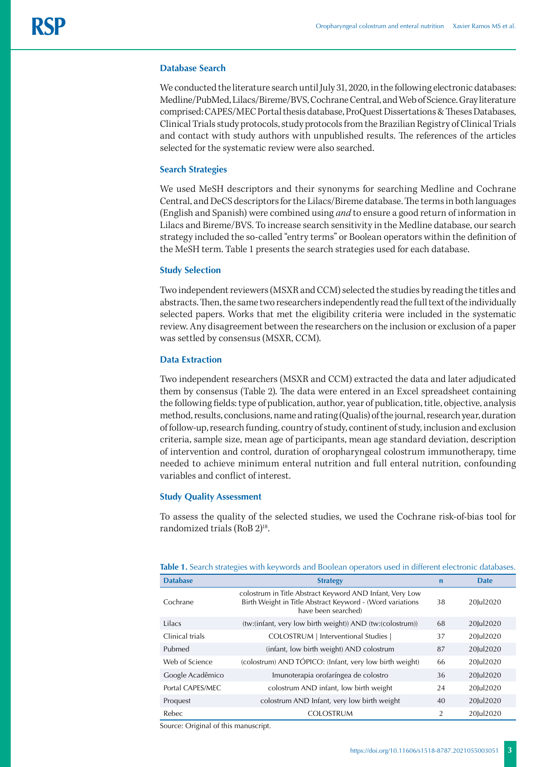### Database Search

We conducted the literature search until July 31, 2020, in the following electronic databases: Medline/PubMed, Lilacs/Bireme/BVS, Cochrane Central, and Web of Science. Gray literature comprised: CAPES/MEC Portal thesis database, ProQuest Dissertations & Theses Databases, Clinical Trials study protocols, study protocols from the Brazilian Registry of Clinical Trials and contact with study authors with unpublished results. The references of the articles selected for the systematic review were also searched.

### Search Strategies

We used MeSH descriptors and their synonyms for searching Medline and Cochrane Central, and DeCS descriptors for the Lilacs/Bireme database. The terms in both languages (English and Spanish) were combined using *and* to ensure a good return of information in Lilacs and Bireme/BVS. To increase search sensitivity in the Medline database, our search strategy included the so-called "entry terms" or Boolean operators within the definition of the MeSH term. Table 1 presents the search strategies used for each database.

### Study Selection

Two independent reviewers (MSXR and CCM) selected the studies by reading the titles and abstracts. Then, the same two researchers independently read the full text of the individually selected papers. Works that met the eligibility criteria were included in the systematic review. Any disagreement between the researchers on the inclusion or exclusion of a paper was settled by consensus (MSXR, CCM).

### Data Extraction

Two independent researchers (MSXR and CCM) extracted the data and later adjudicated them by consensus (Table 2). The data were entered in an Excel spreadsheet containing the following fields: type of publication, author, year of publication, title, objective, analysis method, results, conclusions, name and rating (Qualis) of the journal, research year, duration of follow-up, research funding, country of study, continent of study, inclusion and exclusion criteria, sample size, mean age of participants, mean age standard deviation, description of intervention and control, duration of oropharyngeal colostrum immunotherapy, time needed to achieve minimum enteral nutrition and full enteral nutrition, confounding variables and conflict of interest.

### Study Quality Assessment

To assess the quality of the selected studies, we used the Cochrane risk-of-bias tool for randomized trials (RoB 2)[18].

**Table 1.** Search strategies with keywords and Boolean operators used in different electronic databases.

| Database | Strategy | n | Date |
|---|---|---|---|
| Cochrane | colostrum in Title Abstract Keyword AND Infant, Very Low Birth Weight in Title Abstract Keyword - (Word variations have been searched) | 38 | 20Jul2020 |
| Lilacs | (tw:(infant, very low birth weight)) AND (tw:(colostrum)) | 68 | 20Jul2020 |
| Clinical trials | COLOSTRUM \| Interventional Studies \| | 37 | 20Jul2020 |
| Pubmed | (infant, low birth weight) AND colostrum | 87 | 20Jul2020 |
| Web of Science | (colostrum) AND TÓPICO: (Infant, very low birth weight) | 66 | 20Jul2020 |
| Google Acadêmico | Imunoterapia orofaríngea de colostro | 36 | 20Jul2020 |
| Portal CAPES/MEC | colostrum AND infant, low birth weight | 24 | 20Jul2020 |
| Proquest | colostrum AND Infant, very low birth weight | 40 | 20Jul2020 |
| Rebec | COLOSTRUM | 2 | 20Jul2020 |

Source: Original of this manuscript.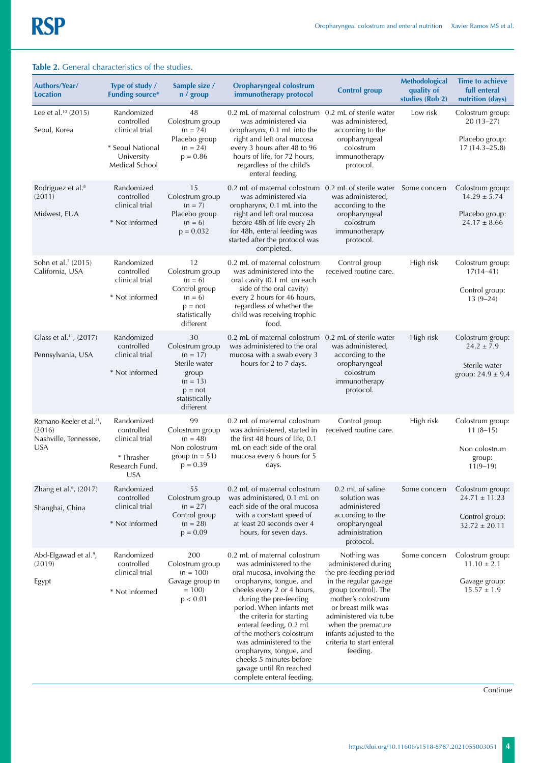**Table 2.** General characteristics of the studies.

| Authors/Year/ Location | Type of study / Funding source* | Sample size / n / group | Oropharyngeal colostrum immunotherapy protocol | Control group | Methodological quality of studies (Rob 2) | Time to achieve full enteral nutrition (days) |
|---|---|---|---|---|---|---|
| Lee et al.[10] (2015) Seoul, Korea | Randomized controlled clinical trial * Seoul National University Medical School | 48 Colostrum group (n = 24) Placebo group (n = 24) p = 0.86 | 0.2 mL of maternal colostrum was administered via oropharynx, 0.1 mL into the right and left oral mucosa every 3 hours after 48 to 96 hours of life, for 72 hours, regardless of the child's enteral feeding. | 0.2 mL of sterile water was administered, according to the oropharyngeal colostrum immunotherapy protocol. | Low risk | Colostrum group: 20 (13–27) Placebo group: 17 (14.3–25.8) |
| Rodriguez et al.[8] (2011) Midwest, EUA | Randomized controlled clinical trial * Not informed | 15 Colostrum group (n = 7) Placebo group (n = 6) p = 0.032 | 0.2 mL of maternal colostrum was administered via oropharynx, 0.1 mL into the right and left oral mucosa before 48h of life every 2h for 48h, enteral feeding was started after the protocol was completed. | 0.2 mL of sterile water was administered, according to the oropharyngeal colostrum immunotherapy protocol. | Some concern | Colostrum group: 14.29 ± 5.74 Placebo group: 24.17 ± 8.66 |
| Sohn et al.[7] (2015) California, USA | Randomized controlled clinical trial * Not informed | 12 Colostrum group (n = 6) Control group (n = 6) p = not statistically different | 0.2 mL of maternal colostrum was administered into the oral cavity (0.1 mL on each side of the oral cavity) every 2 hours for 46 hours, regardless of whether the child was receiving trophic food. | Control group received routine care. | High risk | Colostrum group: 17(14–41) Control group: 13 (9–24) |
| Glass et al.[11], (2017) Pennsylvania, USA | Randomized controlled clinical trial * Not informed | 30 Colostrum group (n = 17) Sterile water group (n = 13) p = not statistically different | 0.2 mL of maternal colostrum was administered to the oral mucosa with a swab every 3 hours for 2 to 7 days. | 0.2 mL of sterile water was administered, according to the oropharyngeal colostrum immunotherapy protocol. | High risk | Colostrum group: 24.2 ± 7.9 Sterile water group: 24.9 ± 9.4 |
| Romano-Keeler et al.[21], (2016) Nashville, Tennessee, USA | Randomized controlled clinical trial * Thrasher Research Fund, USA | 99 Colostrum group (n = 48) Non colostrum group (n = 51) p = 0.39 | 0.2 mL of maternal colostrum was administered, started in the first 48 hours of life, 0.1 mL on each side of the oral mucosa every 6 hours for 5 days. | Control group received routine care. | High risk | Colostrum group: 11 (8–15) Non colostrum group: 11(9–19) |
| Zhang et al.[6], (2017) Shanghai, China | Randomized controlled clinical trial * Not informed | 55 Colostrum group (n = 27) Control group (n = 28) p = 0.09 | 0.2 mL of maternal colostrum was administered, 0.1 mL on each side of the oral mucosa with a constant speed of at least 20 seconds over 4 hours, for seven days. | 0.2 mL of saline solution was administered according to the oropharyngeal administration protocol. | Some concern | Colostrum group: 24.71 ± 11.23 Control group: 32.72 ± 20.11 |
| Abd-Elgawad et al.[9], (2019) Egypt | Randomized controlled clinical trial * Not informed | 200 Colostrum group (n = 100) Gavage group (n = 100) p < 0.01 | 0.2 mL of maternal colostrum was administered to the oral mucosa, involving the oropharynx, tongue, and cheeks every 2 or 4 hours, during the pre-feeding period. When infants met the criteria for starting enteral feeding, 0.2 mL of the mother's colostrum was administered to the oropharynx, tongue, and cheeks 5 minutes before gavage until Rn reached complete enteral feeding. | Nothing was administered during the pre-feeding period in the regular gavage group (control). The mother's colostrum or breast milk was administered via tube when the premature infants adjusted to the criteria to start enteral feeding. | Some concern | Colostrum group: 11.10 ± 2.1 Gavage group: 15.57 ± 1.9 |

Continue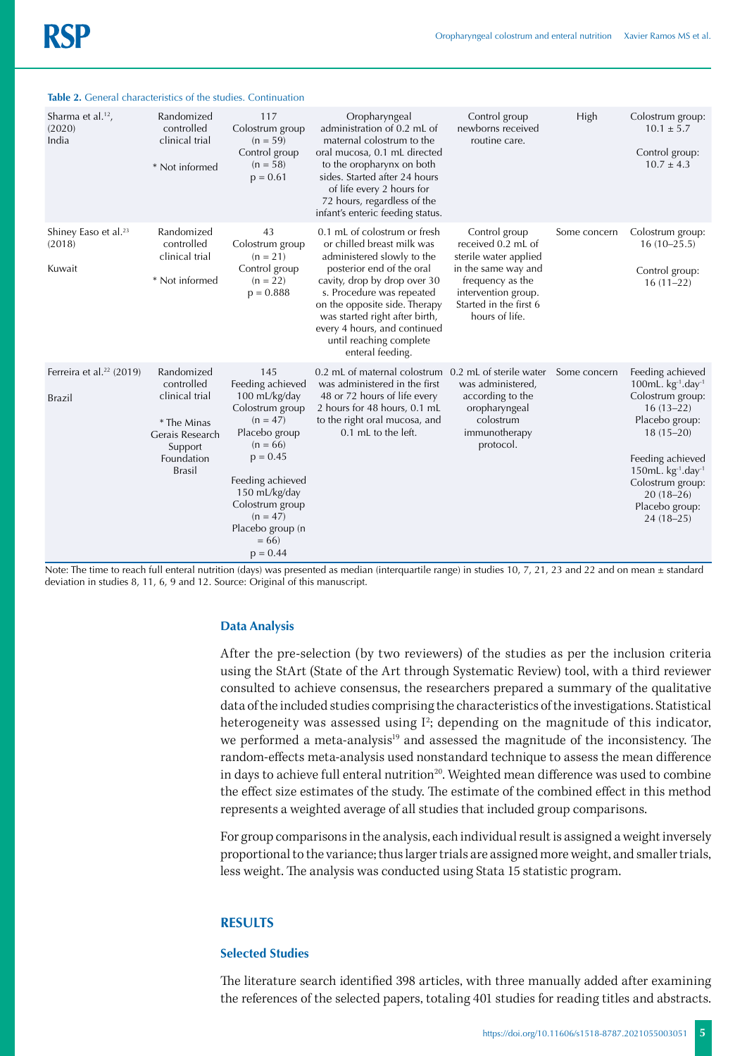**Table 2.** General characteristics of the studies. Continuation

| | | | | | | |
|---|---|---|---|---|---|---|
| Sharma et al.[12], (2020) India | Randomized controlled clinical trial<br><br>* Not informed | 117<br>Colostrum group (n = 59)<br>Control group (n = 58)<br>p = 0.61 | Oropharyngeal administration of 0.2 mL of maternal colostrum to the oral mucosa, 0.1 mL directed to the oropharynx on both sides. Started after 24 hours of life every 2 hours for 72 hours, regardless of the infant's enteric feeding status. | Control group newborns received routine care. | High | Colostrum group: 10.1 ± 5.7<br><br>Control group: 10.7 ± 4.3 |
| Shiney Easo et al.[23] (2018)<br><br>Kuwait | Randomized controlled clinical trial<br><br>* Not informed | 43<br>Colostrum group (n = 21)<br>Control group (n = 22)<br>p = 0.888 | 0.1 mL of colostrum or fresh or chilled breast milk was administered slowly to the posterior end of the oral cavity, drop by drop over 30 s. Procedure was repeated on the opposite side. Therapy was started right after birth, every 4 hours, and continued until reaching complete enteral feeding. | Control group received 0.2 mL of sterile water applied in the same way and frequency as the intervention group. Started in the first 6 hours of life. | Some concern | Colostrum group: 16 (10–25.5)<br><br>Control group: 16 (11–22) |
| Ferreira et al.[22] (2019)<br><br>Brazil | Randomized controlled clinical trial<br><br>* The Minas Gerais Research Support Foundation Brasil | 145<br>Feeding achieved 100 mL/kg/day<br>Colostrum group (n = 47)<br>Placebo group (n = 66)<br>p = 0.45<br><br>Feeding achieved 150 mL/kg/day<br>Colostrum group (n = 47)<br>Placebo group (n = 66)<br>p = 0.44 | 0.2 mL of maternal colostrum was administered in the first 48 or 72 hours of life every 2 hours for 48 hours, 0.1 mL to the right oral mucosa, and 0.1 mL to the left. | 0.2 mL of sterile water was administered, according to the oropharyngeal colostrum immunotherapy protocol. | Some concern | Feeding achieved 100mL. $kg^{-1}.day^{-1}$<br>Colostrum group: 16 (13–22)<br>Placebo group: 18 (15–20)<br><br>Feeding achieved 150mL. $kg^{-1}.day^{-1}$<br>Colostrum group: 20 (18–26)<br>Placebo group: 24 (18–25) |

Note: The time to reach full enteral nutrition (days) was presented as median (interquartile range) in studies 10, 7, 21, 23 and 22 and on mean ± standard deviation in studies 8, 11, 6, 9 and 12. Source: Original of this manuscript.

### Data Analysis

After the pre-selection (by two reviewers) of the studies as per the inclusion criteria using the StArt (State of the Art through Systematic Review) tool, with a third reviewer consulted to achieve consensus, the researchers prepared a summary of the qualitative data of the included studies comprising the characteristics of the investigations. Statistical heterogeneity was assessed using $I^2$; depending on the magnitude of this indicator, we performed a meta-analysis[19] and assessed the magnitude of the inconsistency. The random-effects meta-analysis used nonstandard technique to assess the mean difference in days to achieve full enteral nutrition[20]. Weighted mean difference was used to combine the effect size estimates of the study. The estimate of the combined effect in this method represents a weighted average of all studies that included group comparisons.

For group comparisons in the analysis, each individual result is assigned a weight inversely proportional to the variance; thus larger trials are assigned more weight, and smaller trials, less weight. The analysis was conducted using Stata 15 statistic program.

## RESULTS

### Selected Studies

The literature search identified 398 articles, with three manually added after examining the references of the selected papers, totaling 401 studies for reading titles and abstracts.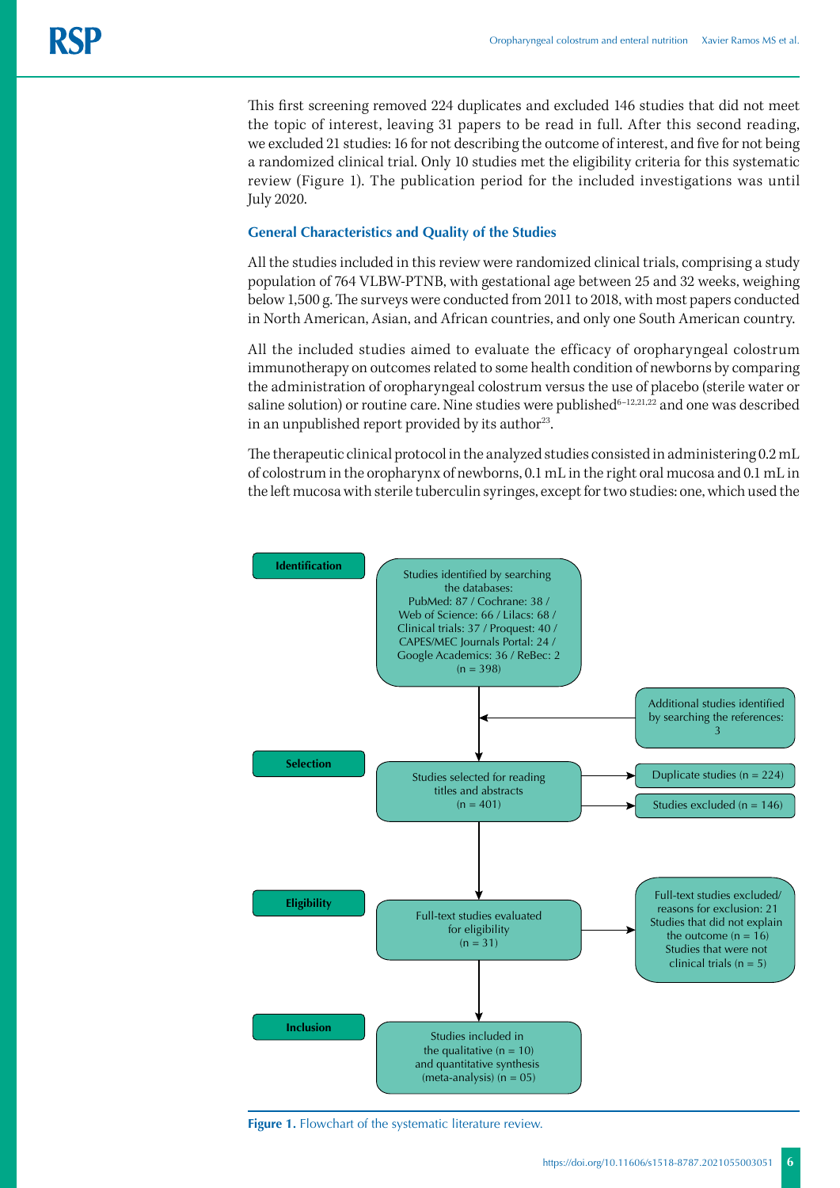This first screening removed 224 duplicates and excluded 146 studies that did not meet the topic of interest, leaving 31 papers to be read in full. After this second reading, we excluded 21 studies: 16 for not describing the outcome of interest, and five for not being a randomized clinical trial. Only 10 studies met the eligibility criteria for this systematic review (Figure 1). The publication period for the included investigations was until July 2020.

### General Characteristics and Quality of the Studies

All the studies included in this review were randomized clinical trials, comprising a study population of 764 VLBW-PTNB, with gestational age between 25 and 32 weeks, weighing below 1,500 g. The surveys were conducted from 2011 to 2018, with most papers conducted in North American, Asian, and African countries, and only one South American country.

All the included studies aimed to evaluate the efficacy of oropharyngeal colostrum immunotherapy on outcomes related to some health condition of newborns by comparing the administration of oropharyngeal colostrum versus the use of placebo (sterile water or saline solution) or routine care. Nine studies were published[6–12,21,22] and one was described in an unpublished report provided by its author[23].

The therapeutic clinical protocol in the analyzed studies consisted in administering 0.2 mL of colostrum in the oropharynx of newborns, 0.1 mL in the right oral mucosa and 0.1 mL in the left mucosa with sterile tuberculin syringes, except for two studies: one, which used the

**Identification**

Studies identified by searching the databases: PubMed: 87 / Cochrane: 38 / Web of Science: 66 / Lilacs: 68 / Clinical trials: 37 / Proquest: 40 / CAPES/MEC Journals Portal: 24 / Google Academics: 36 / ReBec: 2 (n = 398)

Additional studies identified by searching the references: 3

**Selection**

Studies selected for reading titles and abstracts (n = 401)

Duplicate studies (n = 224)

Studies excluded (n = 146)

**Eligibility**

Full-text studies evaluated for eligibility (n = 31)

Full-text studies excluded/ reasons for exclusion: 21
Studies that did not explain the outcome (n = 16)
Studies that were not clinical trials (n = 5)

**Inclusion**

Studies included in the qualitative (n = 10) and quantitative synthesis (meta-analysis) (n = 05)

**Figure 1.** Flowchart of the systematic literature review.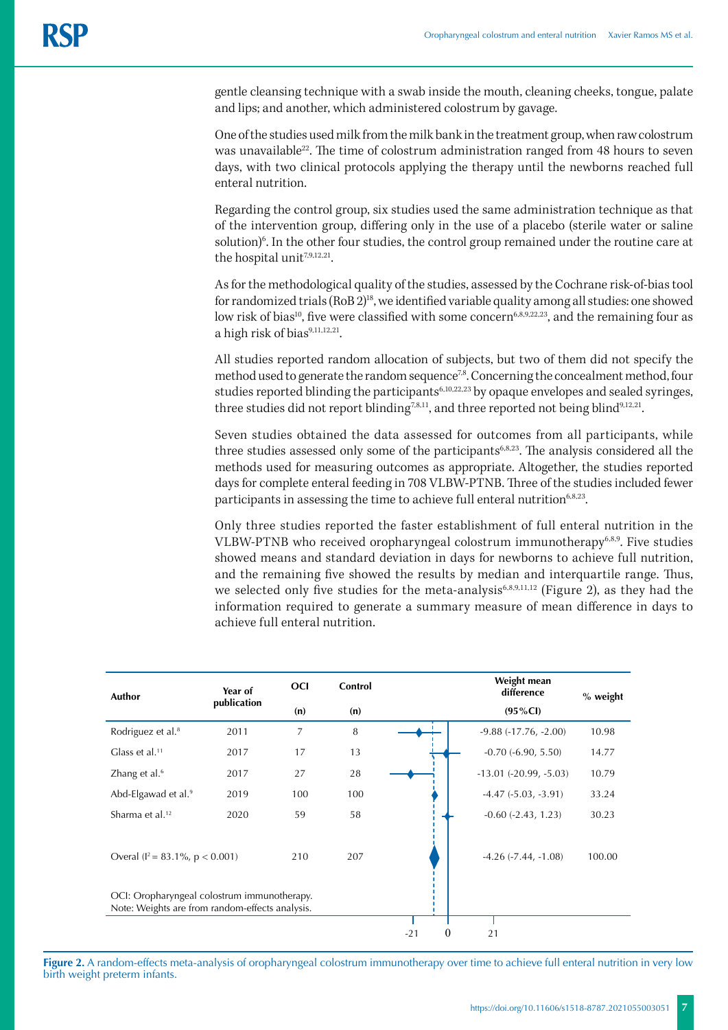gentle cleansing technique with a swab inside the mouth, cleaning cheeks, tongue, palate and lips; and another, which administered colostrum by gavage.

One of the studies used milk from the milk bank in the treatment group, when raw colostrum was unavailable[22]. The time of colostrum administration ranged from 48 hours to seven days, with two clinical protocols applying the therapy until the newborns reached full enteral nutrition.

Regarding the control group, six studies used the same administration technique as that of the intervention group, differing only in the use of a placebo (sterile water or saline solution)[6]. In the other four studies, the control group remained under the routine care at the hospital unit[7,9,12,21].

As for the methodological quality of the studies, assessed by the Cochrane risk-of-bias tool for randomized trials (RoB 2)[18], we identified variable quality among all studies: one showed low risk of bias[10], five were classified with some concern[6,8,9,22,23], and the remaining four as a high risk of bias[9,11,12,21].

All studies reported random allocation of subjects, but two of them did not specify the method used to generate the random sequence[7,8]. Concerning the concealment method, four studies reported blinding the participants[6,10,22,23] by opaque envelopes and sealed syringes, three studies did not report blinding[7,8,11], and three reported not being blind[9,12,21].

Seven studies obtained the data assessed for outcomes from all participants, while three studies assessed only some of the participants[6,8,23]. The analysis considered all the methods used for measuring outcomes as appropriate. Altogether, the studies reported days for complete enteral feeding in 708 VLBW-PTNB. Three of the studies included fewer participants in assessing the time to achieve full enteral nutrition[6,8,23].

Only three studies reported the faster establishment of full enteral nutrition in the VLBW-PTNB who received oropharyngeal colostrum immunotherapy[6,8,9]. Five studies showed means and standard deviation in days for newborns to achieve full nutrition, and the remaining five showed the results by median and interquartile range. Thus, we selected only five studies for the meta-analysis[6,8,9,11,12] (Figure 2), as they had the information required to generate a summary measure of mean difference in days to achieve full enteral nutrition.

| Author | Year of publication | OCI (n) | Control (n) | Weight mean difference (95%CI) | % weight |
|---|---|---|---|---|---|
| Rodriguez et al.[8] | 2011 | 7 | 8 | -9.88 (-17.76, -2.00) | 10.98 |
| Glass et al.[11] | 2017 | 17 | 13 | -0.70 (-6.90, 5.50) | 14.77 |
| Zhang et al.[6] | 2017 | 27 | 28 | -13.01 (-20.99, -5.03) | 10.79 |
| Abd-Elgawad et al.[9] | 2019 | 100 | 100 | -4.47 (-5.03, -3.91) | 33.24 |
| Sharma et al.[12] | 2020 | 59 | 58 | -0.60 (-2.43, 1.23) | 30.23 |
| Overal ($I^2$ = 83.1%, $p < 0.001$) | | 210 | 207 | -4.26 (-7.44, -1.08) | 100.00 |

OCI: Oropharyngeal colostrum immunotherapy.
Note: Weights are from random-effects analysis.

**Figure 2.** A random-effects meta-analysis of oropharyngeal colostrum immunotherapy over time to achieve full enteral nutrition in very low birth weight preterm infants.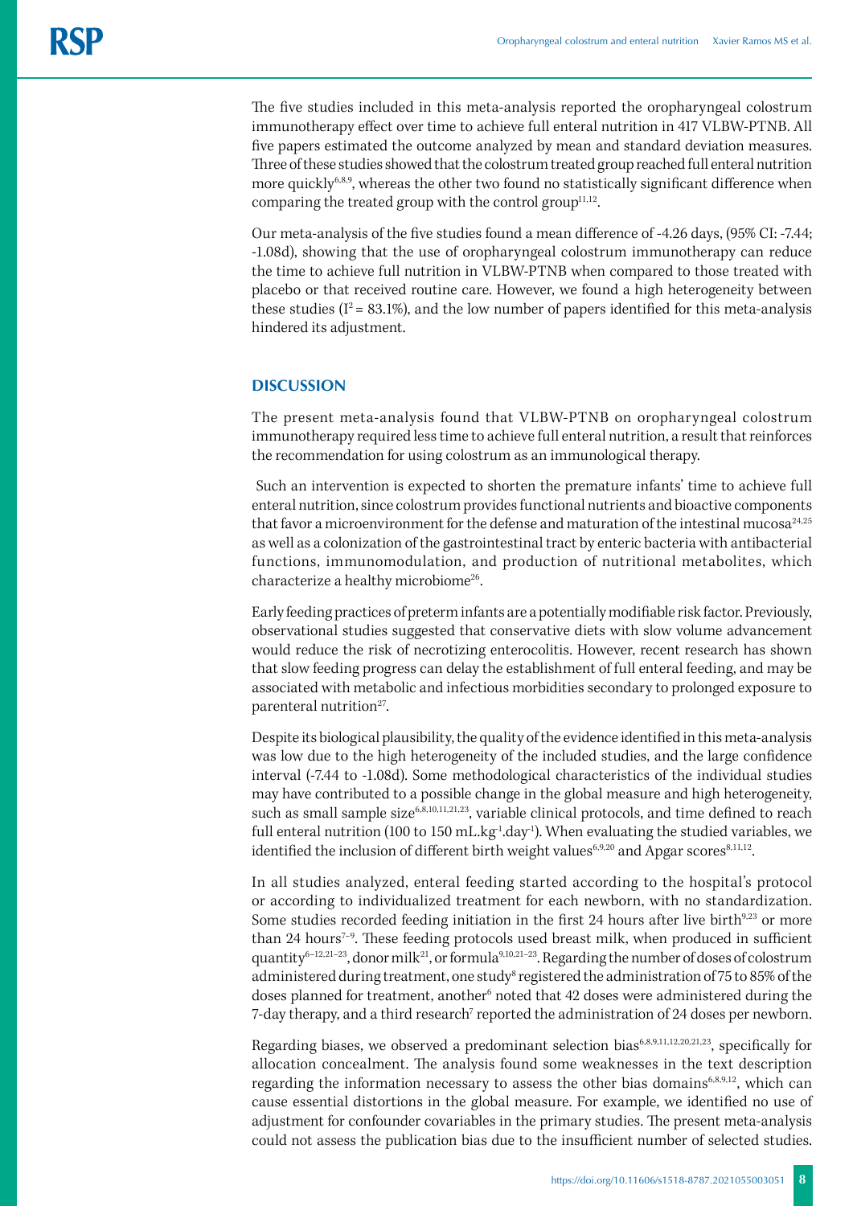The five studies included in this meta-analysis reported the oropharyngeal colostrum immunotherapy effect over time to achieve full enteral nutrition in 417 VLBW-PTNB. All five papers estimated the outcome analyzed by mean and standard deviation measures. Three of these studies showed that the colostrum treated group reached full enteral nutrition more quickly[6,8,9], whereas the other two found no statistically significant difference when comparing the treated group with the control group[11,12].

Our meta-analysis of the five studies found a mean difference of -4.26 days, (95% CI: -7.44; -1.08d), showing that the use of oropharyngeal colostrum immunotherapy can reduce the time to achieve full nutrition in VLBW-PTNB when compared to those treated with placebo or that received routine care. However, we found a high heterogeneity between these studies ($I^2 = 83.1\%$), and the low number of papers identified for this meta-analysis hindered its adjustment.

## DISCUSSION

The present meta-analysis found that VLBW-PTNB on oropharyngeal colostrum immunotherapy required less time to achieve full enteral nutrition, a result that reinforces the recommendation for using colostrum as an immunological therapy.

Such an intervention is expected to shorten the premature infants' time to achieve full enteral nutrition, since colostrum provides functional nutrients and bioactive components that favor a microenvironment for the defense and maturation of the intestinal mucosa[24,25] as well as a colonization of the gastrointestinal tract by enteric bacteria with antibacterial functions, immunomodulation, and production of nutritional metabolites, which characterize a healthy microbiome[26].

Early feeding practices of preterm infants are a potentially modifiable risk factor. Previously, observational studies suggested that conservative diets with slow volume advancement would reduce the risk of necrotizing enterocolitis. However, recent research has shown that slow feeding progress can delay the establishment of full enteral feeding, and may be associated with metabolic and infectious morbidities secondary to prolonged exposure to parenteral nutrition[27].

Despite its biological plausibility, the quality of the evidence identified in this meta-analysis was low due to the high heterogeneity of the included studies, and the large confidence interval (-7.44 to -1.08d). Some methodological characteristics of the individual studies may have contributed to a possible change in the global measure and high heterogeneity, such as small sample size[6,8,10,11,21,23], variable clinical protocols, and time defined to reach full enteral nutrition (100 to 150 $mL.kg^{-1}.day^{-1}$). When evaluating the studied variables, we identified the inclusion of different birth weight values[6,9,20] and Apgar scores[8,11,12].

In all studies analyzed, enteral feeding started according to the hospital's protocol or according to individualized treatment for each newborn, with no standardization. Some studies recorded feeding initiation in the first 24 hours after live birth[9,23] or more than 24 hours[7–9]. These feeding protocols used breast milk, when produced in sufficient quantity[6–12,21–23], donor milk[21], or formula[9,10,21–23]. Regarding the number of doses of colostrum administered during treatment, one study[8] registered the administration of 75 to 85% of the doses planned for treatment, another[6] noted that 42 doses were administered during the 7-day therapy, and a third research[7] reported the administration of 24 doses per newborn.

Regarding biases, we observed a predominant selection bias[6,8,9,11,12,20,21,23], specifically for allocation concealment. The analysis found some weaknesses in the text description regarding the information necessary to assess the other bias domains[6,8,9,12], which can cause essential distortions in the global measure. For example, we identified no use of adjustment for confounder covariables in the primary studies. The present meta-analysis could not assess the publication bias due to the insufficient number of selected studies.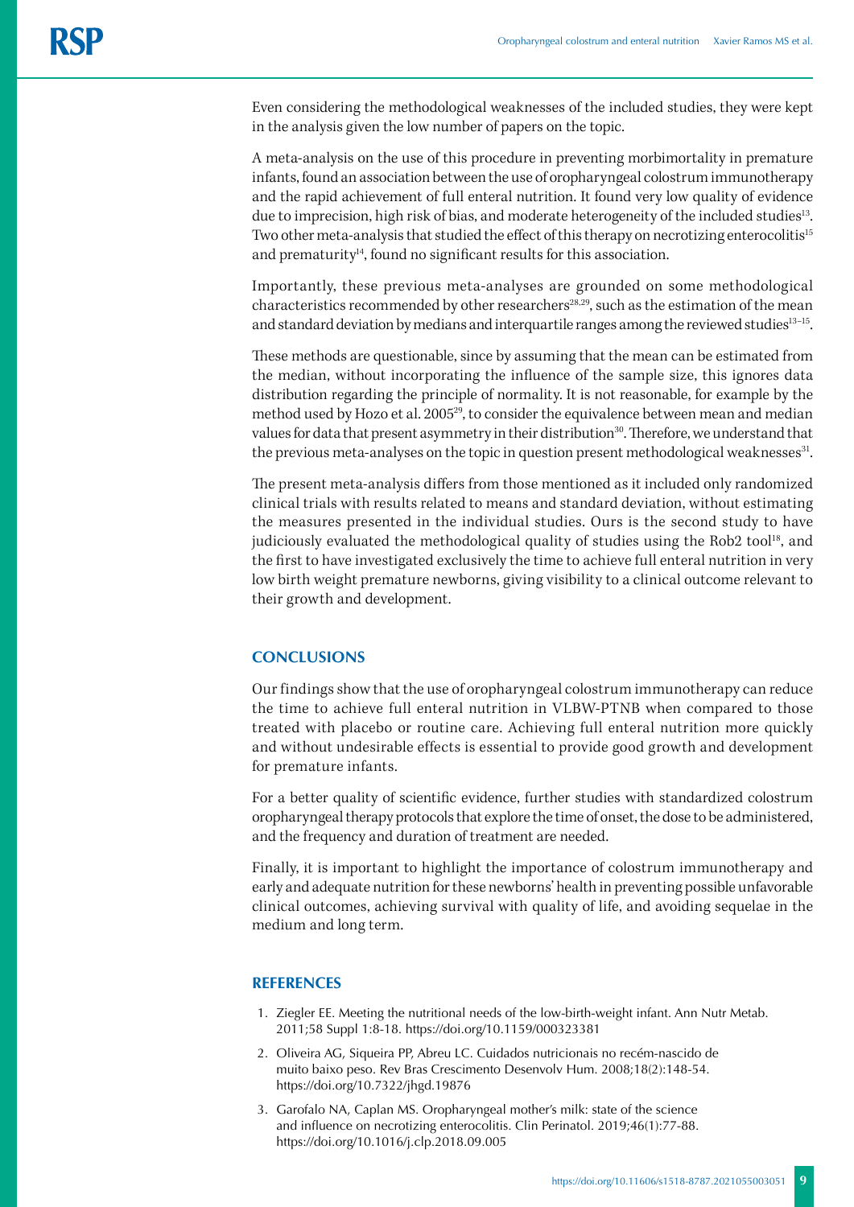Even considering the methodological weaknesses of the included studies, they were kept in the analysis given the low number of papers on the topic.

A meta-analysis on the use of this procedure in preventing morbimortality in premature infants, found an association between the use of oropharyngeal colostrum immunotherapy and the rapid achievement of full enteral nutrition. It found very low quality of evidence due to imprecision, high risk of bias, and moderate heterogeneity of the included studies[13]. Two other meta-analysis that studied the effect of this therapy on necrotizing enterocolitis[15] and prematurity[14], found no significant results for this association.

Importantly, these previous meta-analyses are grounded on some methodological characteristics recommended by other researchers[28,29], such as the estimation of the mean and standard deviation by medians and interquartile ranges among the reviewed studies[13–15].

These methods are questionable, since by assuming that the mean can be estimated from the median, without incorporating the influence of the sample size, this ignores data distribution regarding the principle of normality. It is not reasonable, for example by the method used by Hozo et al. 2005[29], to consider the equivalence between mean and median values for data that present asymmetry in their distribution[30]. Therefore, we understand that the previous meta-analyses on the topic in question present methodological weaknesses[31].

The present meta-analysis differs from those mentioned as it included only randomized clinical trials with results related to means and standard deviation, without estimating the measures presented in the individual studies. Ours is the second study to have judiciously evaluated the methodological quality of studies using the Rob2 tool[18], and the first to have investigated exclusively the time to achieve full enteral nutrition in very low birth weight premature newborns, giving visibility to a clinical outcome relevant to their growth and development.

## CONCLUSIONS

Our findings show that the use of oropharyngeal colostrum immunotherapy can reduce the time to achieve full enteral nutrition in VLBW-PTNB when compared to those treated with placebo or routine care. Achieving full enteral nutrition more quickly and without undesirable effects is essential to provide good growth and development for premature infants.

For a better quality of scientific evidence, further studies with standardized colostrum oropharyngeal therapy protocols that explore the time of onset, the dose to be administered, and the frequency and duration of treatment are needed.

Finally, it is important to highlight the importance of colostrum immunotherapy and early and adequate nutrition for these newborns' health in preventing possible unfavorable clinical outcomes, achieving survival with quality of life, and avoiding sequelae in the medium and long term.

## REFERENCES

1. Ziegler EE. Meeting the nutritional needs of the low-birth-weight infant. Ann Nutr Metab. 2011;58 Suppl 1:8-18. https://doi.org/10.1159/000323381
2. Oliveira AG, Siqueira PP, Abreu LC. Cuidados nutricionais no recém-nascido de muito baixo peso. Rev Bras Crescimento Desenvolv Hum. 2008;18(2):148-54. https://doi.org/10.7322/jhgd.19876
3. Garofalo NA, Caplan MS. Oropharyngeal mother's milk: state of the science and influence on necrotizing enterocolitis. Clin Perinatol. 2019;46(1):77-88. https://doi.org/10.1016/j.clp.2018.09.005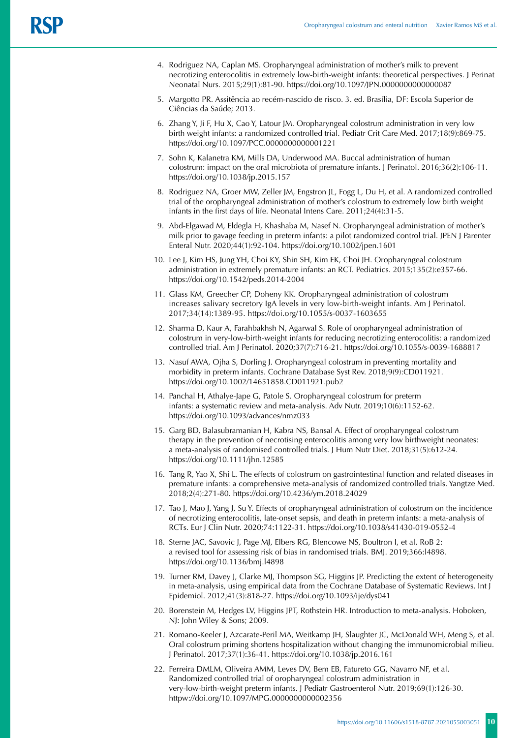4. Rodriguez NA, Caplan MS. Oropharyngeal administration of mother's milk to prevent necrotizing enterocolitis in extremely low-birth-weight infants: theoretical perspectives. J Perinat Neonatal Nurs. 2015;29(1):81-90. https://doi.org/10.1097/JPN.0000000000000087
5. Margotto PR. Assitência ao recém-nascido de risco. 3. ed. Brasília, DF: Escola Superior de Ciências da Saúde; 2013.
6. Zhang Y, Ji F, Hu X, Cao Y, Latour JM. Oropharyngeal colostrum administration in very low birth weight infants: a randomized controlled trial. Pediatr Crit Care Med. 2017;18(9):869-75. https://doi.org/10.1097/PCC.0000000000001221
7. Sohn K, Kalanetra KM, Mills DA, Underwood MA. Buccal administration of human colostrum: impact on the oral microbiota of premature infants. J Perinatol. 2016;36(2):106-11. https://doi.org/10.1038/jp.2015.157
8. Rodriguez NA, Groer MW, Zeller JM, Engstron JL, Fogg L, Du H, et al. A randomized controlled trial of the oropharyngeal administration of mother's colostrum to extremely low birth weight infants in the first days of life. Neonatal Intens Care. 2011;24(4):31-5.
9. Abd-Elgawad M, Eldegla H, Khashaba M, Nasef N. Oropharyngeal administration of mother's milk prior to gavage feeding in preterm infants: a pilot randomized control trial. JPEN J Parenter Enteral Nutr. 2020;44(1):92-104. https://doi.org/10.1002/jpen.1601
10. Lee J, Kim HS, Jung YH, Choi KY, Shin SH, Kim EK, Choi JH. Oropharyngeal colostrum administration in extremely premature infants: an RCT. Pediatrics. 2015;135(2):e357-66. https://doi.org/10.1542/peds.2014-2004
11. Glass KM, Greecher CP, Doheny KK. Oropharyngeal administration of colostrum increases salivary secretory IgA levels in very low-birth-weight infants. Am J Perinatol. 2017;34(14):1389-95. https://doi.org/10.1055/s-0037-1603655
12. Sharma D, Kaur A, Farahbakhsh N, Agarwal S. Role of oropharyngeal administration of colostrum in very-low-birth-weight infants for reducing necrotizing enterocolitis: a randomized controlled trial. Am J Perinatol. 2020;37(7):716-21. https://doi.org/10.1055/s-0039-1688817
13. Nasuf AWA, Ojha S, Dorling J. Oropharyngeal colostrum in preventing mortality and morbidity in preterm infants. Cochrane Database Syst Rev. 2018;9(9):CD011921. https://doi.org/10.1002/14651858.CD011921.pub2
14. Panchal H, Athalye-Jape G, Patole S. Oropharyngeal colostrum for preterm infants: a systematic review and meta-analysis. Adv Nutr. 2019;10(6):1152-62. https://doi.org/10.1093/advances/nmz033
15. Garg BD, Balasubramanian H, Kabra NS, Bansal A. Effect of oropharyngeal colostrum therapy in the prevention of necrotising enterocolitis among very low birthweight neonates: a meta-analysis of randomised controlled trials. J Hum Nutr Diet. 2018;31(5):612-24. https://doi.org/10.1111/jhn.12585
16. Tang R, Yao X, Shi L. The effects of colostrum on gastrointestinal function and related diseases in premature infants: a comprehensive meta-analysis of randomized controlled trials. Yangtze Med. 2018;2(4):271-80. https://doi.org/10.4236/ym.2018.24029
17. Tao J, Mao J, Yang J, Su Y. Effects of oropharyngeal administration of colostrum on the incidence of necrotizing enterocolitis, late-onset sepsis, and death in preterm infants: a meta-analysis of RCTs. Eur J Clin Nutr. 2020;74:1122-31. https://doi.org/10.1038/s41430-019-0552-4
18. Sterne JAC, Savovic J, Page MJ, Elbers RG, Blencowe NS, Boultron I, et al. RoB 2: a revised tool for assessing risk of bias in randomised trials. BMJ. 2019;366:l4898. https://doi.org/10.1136/bmj.l4898
19. Turner RM, Davey J, Clarke MJ, Thompson SG, Higgins JP. Predicting the extent of heterogeneity in meta-analysis, using empirical data from the Cochrane Database of Systematic Reviews. Int J Epidemiol. 2012;41(3):818-27. https://doi.org/10.1093/ije/dys041
20. Borenstein M, Hedges LV, Higgins JPT, Rothstein HR. Introduction to meta-analysis. Hoboken, NJ: John Wiley & Sons; 2009.
21. Romano-Keeler J, Azcarate-Peril MA, Weitkamp JH, Slaughter JC, McDonald WH, Meng S, et al. Oral colostrum priming shortens hospitalization without changing the immunomicrobial milieu. J Perinatol. 2017;37(1):36-41. https://doi.org/10.1038/jp.2016.161
22. Ferreira DMLM, Oliveira AMM, Leves DV, Bem EB, Fatureto GG, Navarro NF, et al. Randomized controlled trial of oropharyngeal colostrum administration in very-low-birth-weight preterm infants. J Pediatr Gastroenterol Nutr. 2019;69(1):126-30. httpw://doi.org/10.1097/MPG.0000000000002356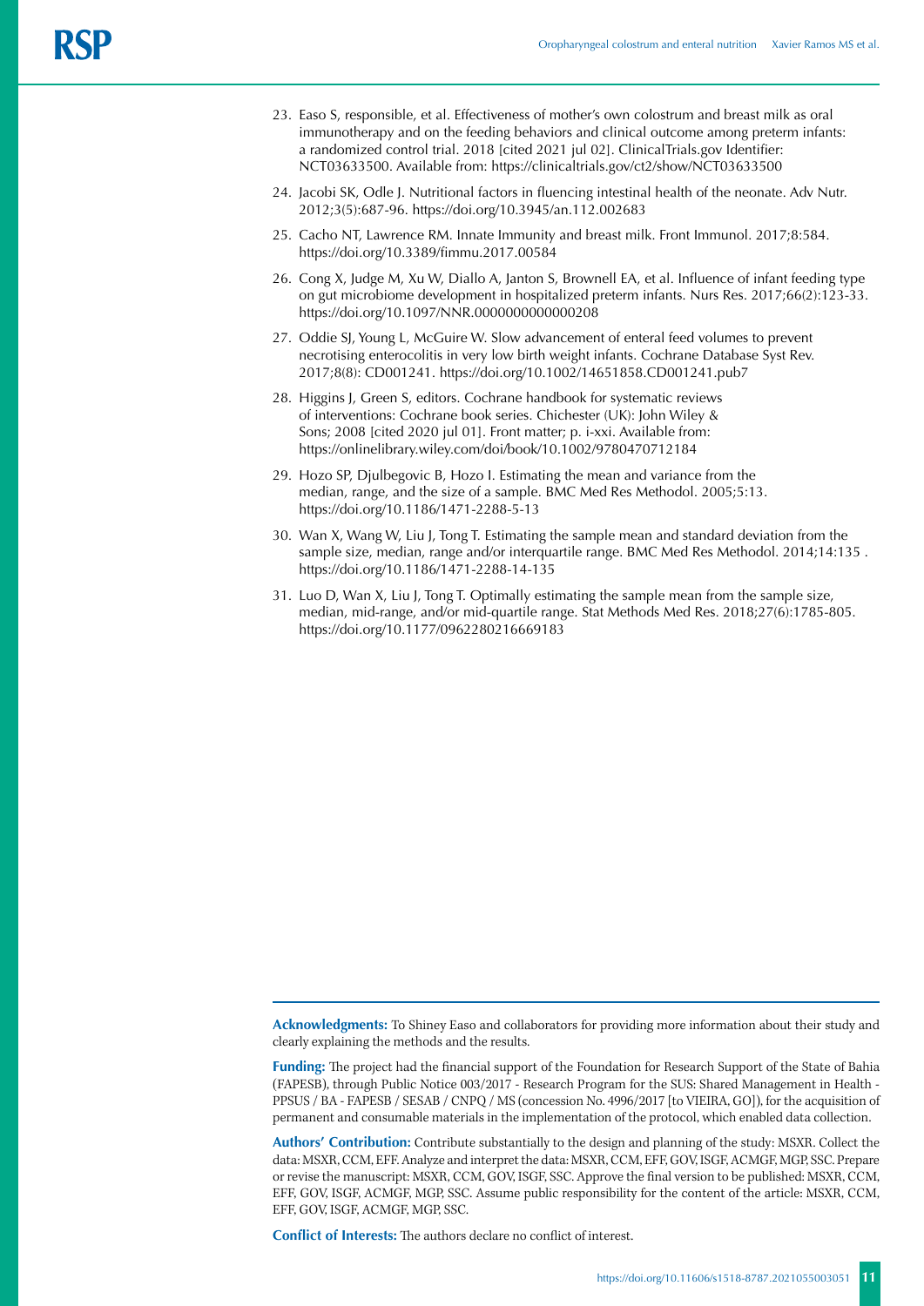23. Easo S, responsible, et al. Effectiveness of mother's own colostrum and breast milk as oral immunotherapy and on the feeding behaviors and clinical outcome among preterm infants: a randomized control trial. 2018 [cited 2021 jul 02]. ClinicalTrials.gov Identifier: NCT03633500. Available from: https://clinicaltrials.gov/ct2/show/NCT03633500

24. Jacobi SK, Odle J. Nutritional factors in fluencing intestinal health of the neonate. Adv Nutr. 2012;3(5):687-96. https://doi.org/10.3945/an.112.002683

25. Cacho NT, Lawrence RM. Innate Immunity and breast milk. Front Immunol. 2017;8:584. https://doi.org/10.3389/fimmu.2017.00584

26. Cong X, Judge M, Xu W, Diallo A, Janton S, Brownell EA, et al. Influence of infant feeding type on gut microbiome development in hospitalized preterm infants. Nurs Res. 2017;66(2):123-33. https://doi.org/10.1097/NNR.0000000000000208

27. Oddie SJ, Young L, McGuire W. Slow advancement of enteral feed volumes to prevent necrotising enterocolitis in very low birth weight infants. Cochrane Database Syst Rev. 2017;8(8): CD001241. https://doi.org/10.1002/14651858.CD001241.pub7

28. Higgins J, Green S, editors. Cochrane handbook for systematic reviews of interventions: Cochrane book series. Chichester (UK): John Wiley & Sons; 2008 [cited 2020 jul 01]. Front matter; p. i-xxi. Available from: https://onlinelibrary.wiley.com/doi/book/10.1002/9780470712184

29. Hozo SP, Djulbegovic B, Hozo I. Estimating the mean and variance from the median, range, and the size of a sample. BMC Med Res Methodol. 2005;5:13. https://doi.org/10.1186/1471-2288-5-13

30. Wan X, Wang W, Liu J, Tong T. Estimating the sample mean and standard deviation from the sample size, median, range and/or interquartile range. BMC Med Res Methodol. 2014;14:135 . https://doi.org/10.1186/1471-2288-14-135

31. Luo D, Wan X, Liu J, Tong T. Optimally estimating the sample mean from the sample size, median, mid-range, and/or mid-quartile range. Stat Methods Med Res. 2018;27(6):1785-805. https://doi.org/10.1177/0962280216669183

**Acknowledgments:** To Shiney Easo and collaborators for providing more information about their study and clearly explaining the methods and the results.

**Funding:** The project had the financial support of the Foundation for Research Support of the State of Bahia (FAPESB), through Public Notice 003/2017 - Research Program for the SUS: Shared Management in Health - PPSUS / BA - FAPESB / SESAB / CNPQ / MS (concession No. 4996/2017 [to VIEIRA, GO]), for the acquisition of permanent and consumable materials in the implementation of the protocol, which enabled data collection.

**Authors' Contribution:** Contribute substantially to the design and planning of the study: MSXR. Collect the data: MSXR, CCM, EFF. Analyze and interpret the data: MSXR, CCM, EFF, GOV, ISGF, ACMGF, MGP, SSC. Prepare or revise the manuscript: MSXR, CCM, GOV, ISGF, SSC. Approve the final version to be published: MSXR, CCM, EFF, GOV, ISGF, ACMGF, MGP, SSC. Assume public responsibility for the content of the article: MSXR, CCM, EFF, GOV, ISGF, ACMGF, MGP, SSC.

**Conflict of Interests:** The authors declare no conflict of interest.